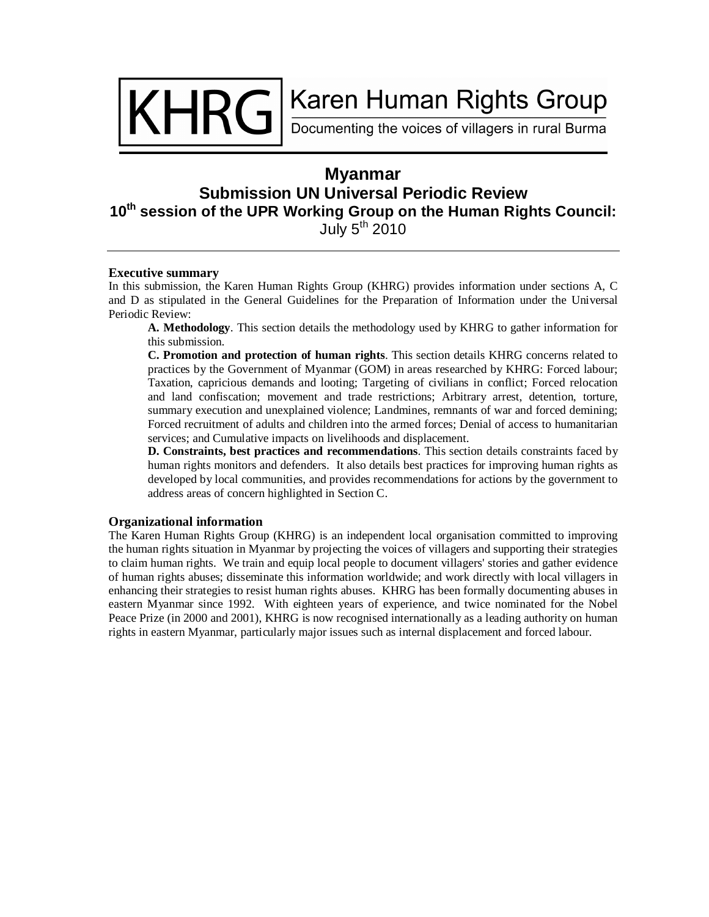KHRG | Karen Human Rights Group

Documenting the voices of villagers in rural Burma

# Myanmar
## Submission UN Universal Periodic Review
## 10th session of the UPR Working Group on the Human Rights Council:
July 5th 2010

---

**Executive summary**

In this submission, the Karen Human Rights Group (KHRG) provides information under sections A, C and D as stipulated in the General Guidelines for the Preparation of Information under the Universal Periodic Review:

**A. Methodology**. This section details the methodology used by KHRG to gather information for this submission.

**C. Promotion and protection of human rights**. This section details KHRG concerns related to practices by the Government of Myanmar (GOM) in areas researched by KHRG: Forced labour; Taxation, capricious demands and looting; Targeting of civilians in conflict; Forced relocation and land confiscation; movement and trade restrictions; Arbitrary arrest, detention, torture, summary execution and unexplained violence; Landmines, remnants of war and forced demining; Forced recruitment of adults and children into the armed forces; Denial of access to humanitarian services; and Cumulative impacts on livelihoods and displacement.

**D. Constraints, best practices and recommendations**. This section details constraints faced by human rights monitors and defenders. It also details best practices for improving human rights as developed by local communities, and provides recommendations for actions by the government to address areas of concern highlighted in Section C.

**Organizational information**

The Karen Human Rights Group (KHRG) is an independent local organisation committed to improving the human rights situation in Myanmar by projecting the voices of villagers and supporting their strategies to claim human rights. We train and equip local people to document villagers' stories and gather evidence of human rights abuses; disseminate this information worldwide; and work directly with local villagers in enhancing their strategies to resist human rights abuses. KHRG has been formally documenting abuses in eastern Myanmar since 1992. With eighteen years of experience, and twice nominated for the Nobel Peace Prize (in 2000 and 2001), KHRG is now recognised internationally as a leading authority on human rights in eastern Myanmar, particularly major issues such as internal displacement and forced labour.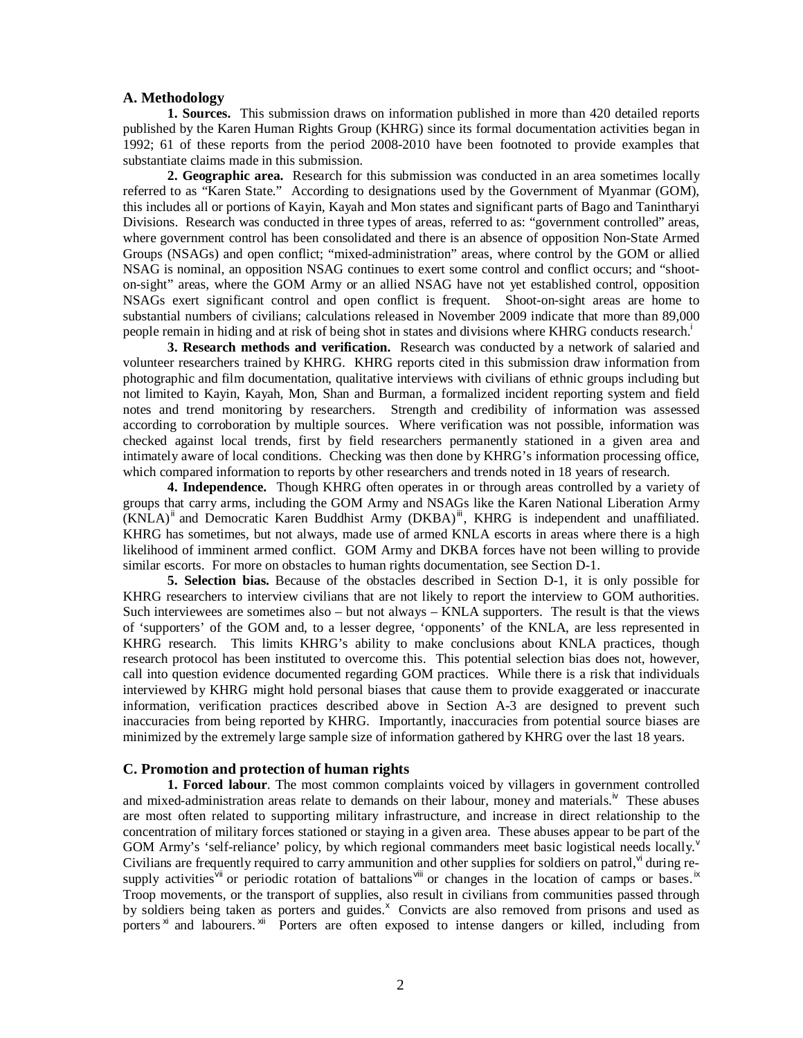## A. Methodology

**1. Sources.** This submission draws on information published in more than 420 detailed reports published by the Karen Human Rights Group (KHRG) since its formal documentation activities began in 1992; 61 of these reports from the period 2008-2010 have been footnoted to provide examples that substantiate claims made in this submission.

**2. Geographic area.** Research for this submission was conducted in an area sometimes locally referred to as "Karen State." According to designations used by the Government of Myanmar (GOM), this includes all or portions of Kayin, Kayah and Mon states and significant parts of Bago and Tanintharyi Divisions. Research was conducted in three types of areas, referred to as: "government controlled" areas, where government control has been consolidated and there is an absence of opposition Non-State Armed Groups (NSAGs) and open conflict; "mixed-administration" areas, where control by the GOM or allied NSAG is nominal, an opposition NSAG continues to exert some control and conflict occurs; and "shoot-on-sight" areas, where the GOM Army or an allied NSAG have not yet established control, opposition NSAGs exert significant control and open conflict is frequent. Shoot-on-sight areas are home to substantial numbers of civilians; calculations released in November 2009 indicate that more than 89,000 people remain in hiding and at risk of being shot in states and divisions where KHRG conducts research.[i]

**3. Research methods and verification.** Research was conducted by a network of salaried and volunteer researchers trained by KHRG. KHRG reports cited in this submission draw information from photographic and film documentation, qualitative interviews with civilians of ethnic groups including but not limited to Kayin, Kayah, Mon, Shan and Burman, a formalized incident reporting system and field notes and trend monitoring by researchers. Strength and credibility of information was assessed according to corroboration by multiple sources. Where verification was not possible, information was checked against local trends, first by field researchers permanently stationed in a given area and intimately aware of local conditions. Checking was then done by KHRG's information processing office, which compared information to reports by other researchers and trends noted in 18 years of research.

**4. Independence.** Though KHRG often operates in or through areas controlled by a variety of groups that carry arms, including the GOM Army and NSAGs like the Karen National Liberation Army (KNLA)[ii] and Democratic Karen Buddhist Army (DKBA)[iii], KHRG is independent and unaffiliated. KHRG has sometimes, but not always, made use of armed KNLA escorts in areas where there is a high likelihood of imminent armed conflict. GOM Army and DKBA forces have not been willing to provide similar escorts. For more on obstacles to human rights documentation, see Section D-1.

**5. Selection bias.** Because of the obstacles described in Section D-1, it is only possible for KHRG researchers to interview civilians that are not likely to report the interview to GOM authorities. Such interviewees are sometimes also – but not always – KNLA supporters. The result is that the views of 'supporters' of the GOM and, to a lesser degree, 'opponents' of the KNLA, are less represented in KHRG research. This limits KHRG's ability to make conclusions about KNLA practices, though research protocol has been instituted to overcome this. This potential selection bias does not, however, call into question evidence documented regarding GOM practices. While there is a risk that individuals interviewed by KHRG might hold personal biases that cause them to provide exaggerated or inaccurate information, verification practices described above in Section A-3 are designed to prevent such inaccuracies from being reported by KHRG. Importantly, inaccuracies from potential source biases are minimized by the extremely large sample size of information gathered by KHRG over the last 18 years.

## C. Promotion and protection of human rights

**1. Forced labour**. The most common complaints voiced by villagers in government controlled and mixed-administration areas relate to demands on their labour, money and materials.[iv] These abuses are most often related to supporting military infrastructure, and increase in direct relationship to the concentration of military forces stationed or staying in a given area. These abuses appear to be part of the GOM Army's 'self-reliance' policy, by which regional commanders meet basic logistical needs locally.[v] Civilians are frequently required to carry ammunition and other supplies for soldiers on patrol,[vi] during re-supply activities[vii] or periodic rotation of battalions[viii] or changes in the location of camps or bases.[ix] Troop movements, or the transport of supplies, also result in civilians from communities passed through by soldiers being taken as porters and guides.[x] Convicts are also removed from prisons and used as porters[xi] and labourers.[xii] Porters are often exposed to intense dangers or killed, including from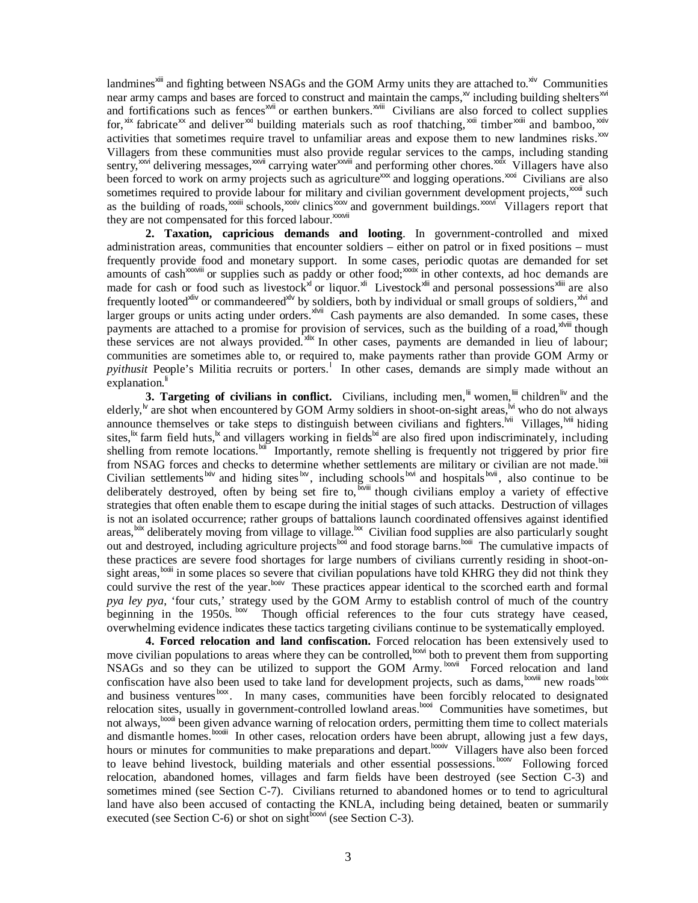landmines[xiii] and fighting between NSAGs and the GOM Army units they are attached to.[xiv] Communities near army camps and bases are forced to construct and maintain the camps,[xv] including building shelters[xvi] and fortifications such as fences[xvii] or earthen bunkers.[xviii] Civilians are also forced to collect supplies for,[xix] fabricate[xx] and deliver[xxi] building materials such as roof thatching,[xxii] timber[xxiii] and bamboo,[xxiv] activities that sometimes require travel to unfamiliar areas and expose them to new landmines risks.[xxv] Villagers from these communities must also provide regular services to the camps, including standing sentry,[xxvi] delivering messages,[xxvii] carrying water[xxviii] and performing other chores.[xxix] Villagers have also been forced to work on army projects such as agriculture[xxx] and logging operations.[xxxi] Civilians are also sometimes required to provide labour for military and civilian government development projects,[xxxii] such as the building of roads,[xxxiii] schools,[xxxiv] clinics[xxxv] and government buildings.[xxxvi] Villagers report that they are not compensated for this forced labour.[xxxvii]

**2. Taxation, capricious demands and looting**. In government-controlled and mixed administration areas, communities that encounter soldiers – either on patrol or in fixed positions – must frequently provide food and monetary support. In some cases, periodic quotas are demanded for set amounts of cash[xxxviii] or supplies such as paddy or other food;[xxxix] in other contexts, ad hoc demands are made for cash or food such as livestock[xl] or liquor.[xli] Livestock[xlii] and personal possessions[xliii] are also frequently looted[xliv] or commandeered[xlv] by soldiers, both by individual or small groups of soldiers,[xlvi] and larger groups or units acting under orders.[xlvii] Cash payments are also demanded. In some cases, these payments are attached to a promise for provision of services, such as the building of a road,[xlviii] though these services are not always provided.[xlix] In other cases, payments are demanded in lieu of labour; communities are sometimes able to, or required to, make payments rather than provide GOM Army or *pyithusit* People's Militia recruits or porters.[l] In other cases, demands are simply made without an explanation.[li]

**3. Targeting of civilians in conflict.** Civilians, including men,[lii] women,[liii] children[liv] and the elderly,[lv] are shot when encountered by GOM Army soldiers in shoot-on-sight areas,[lvi] who do not always announce themselves or take steps to distinguish between civilians and fighters.[lvii] Villages,[lviii] hiding sites,[lix] farm field huts,[lx] and villagers working in fields[lxi] are also fired upon indiscriminately, including shelling from remote locations.[lxii] Importantly, remote shelling is frequently not triggered by prior fire from NSAG forces and checks to determine whether settlements are military or civilian are not made.[lxiii] Civilian settlements[lxiv] and hiding sites[lxv], including schools[lxvi] and hospitals[lxvii], also continue to be deliberately destroyed, often by being set fire to,[lxviii] though civilians employ a variety of effective strategies that often enable them to escape during the initial stages of such attacks. Destruction of villages is not an isolated occurrence; rather groups of battalions launch coordinated offensives against identified areas,[lxix] deliberately moving from village to village.[lxx] Civilian food supplies are also particularly sought out and destroyed, including agriculture projects[lxxi] and food storage barns.[lxxii] The cumulative impacts of these practices are severe food shortages for large numbers of civilians currently residing in shoot-on-sight areas,[lxxiii] in some places so severe that civilian populations have told KHRG they did not think they could survive the rest of the year.[lxxiv] These practices appear identical to the scorched earth and formal *pya ley pya*, 'four cuts,' strategy used by the GOM Army to establish control of much of the country beginning in the 1950s.[lxxv] Though official references to the four cuts strategy have ceased, overwhelming evidence indicates these tactics targeting civilians continue to be systematically employed.

**4. Forced relocation and land confiscation.** Forced relocation has been extensively used to move civilian populations to areas where they can be controlled,[lxxvi] both to prevent them from supporting NSAGs and so they can be utilized to support the GOM Army.[lxxvii] Forced relocation and land confiscation have also been used to take land for development projects, such as dams,[lxxviii] new roads[lxxix] and business ventures[lxxx]. In many cases, communities have been forcibly relocated to designated relocation sites, usually in government-controlled lowland areas.[lxxxi] Communities have sometimes, but not always,[lxxxii] been given advance warning of relocation orders, permitting them time to collect materials and dismantle homes.[lxxxiii] In other cases, relocation orders have been abrupt, allowing just a few days, hours or minutes for communities to make preparations and depart.[lxxxiv] Villagers have also been forced to leave behind livestock, building materials and other essential possessions.[lxxxv] Following forced relocation, abandoned homes, villages and farm fields have been destroyed (see Section C-3) and sometimes mined (see Section C-7). Civilians returned to abandoned homes or to tend to agricultural land have also been accused of contacting the KNLA, including being detained, beaten or summarily executed (see Section C-6) or shot on sight[lxxxvi] (see Section C-3).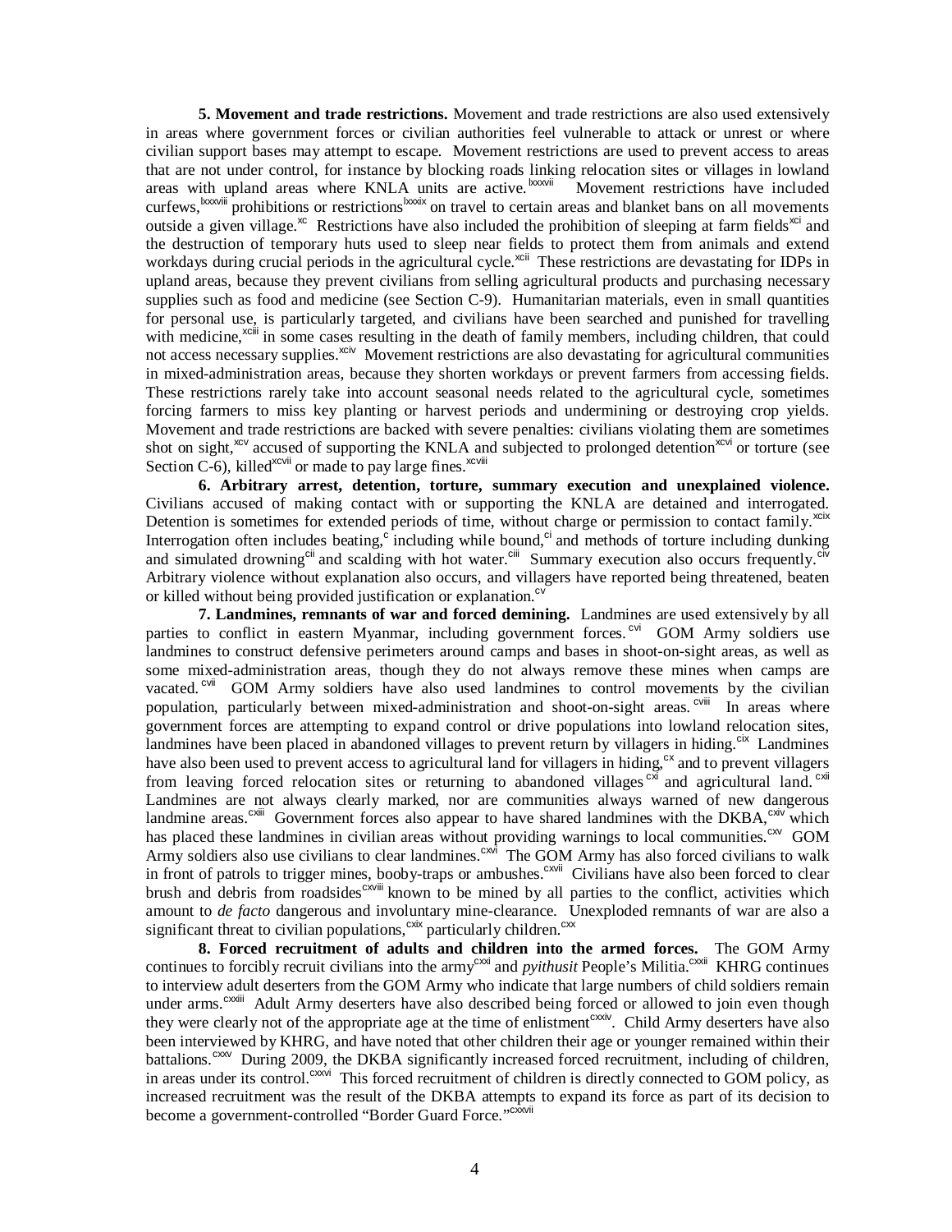**5. Movement and trade restrictions.** Movement and trade restrictions are also used extensively in areas where government forces or civilian authorities feel vulnerable to attack or unrest or where civilian support bases may attempt to escape. Movement restrictions are used to prevent access to areas that are not under control, for instance by blocking roads linking relocation sites or villages in lowland areas with upland areas where KNLA units are active.[lxxxvii] Movement restrictions have included curfews,[lxxxviii] prohibitions or restrictions[lxxxix] on travel to certain areas and blanket bans on all movements outside a given village.[xc] Restrictions have also included the prohibition of sleeping at farm fields[xci] and the destruction of temporary huts used to sleep near fields to protect them from animals and extend workdays during crucial periods in the agricultural cycle.[xcii] These restrictions are devastating for IDPs in upland areas, because they prevent civilians from selling agricultural products and purchasing necessary supplies such as food and medicine (see Section C-9). Humanitarian materials, even in small quantities for personal use, is particularly targeted, and civilians have been searched and punished for travelling with medicine,[xciii] in some cases resulting in the death of family members, including children, that could not access necessary supplies.[xciv] Movement restrictions are also devastating for agricultural communities in mixed-administration areas, because they shorten workdays or prevent farmers from accessing fields. These restrictions rarely take into account seasonal needs related to the agricultural cycle, sometimes forcing farmers to miss key planting or harvest periods and undermining or destroying crop yields. Movement and trade restrictions are backed with severe penalties: civilians violating them are sometimes shot on sight,[xcv] accused of supporting the KNLA and subjected to prolonged detention[xcvi] or torture (see Section C-6), killed[xcvii] or made to pay large fines.[xcviii]

**6. Arbitrary arrest, detention, torture, summary execution and unexplained violence.** Civilians accused of making contact with or supporting the KNLA are detained and interrogated. Detention is sometimes for extended periods of time, without charge or permission to contact family.[xcix] Interrogation often includes beating,[c] including while bound,[ci] and methods of torture including dunking and simulated drowning[cii] and scalding with hot water.[ciii] Summary execution also occurs frequently.[civ] Arbitrary violence without explanation also occurs, and villagers have reported being threatened, beaten or killed without being provided justification or explanation.[cv]

**7. Landmines, remnants of war and forced demining.** Landmines are used extensively by all parties to conflict in eastern Myanmar, including government forces.[cvi] GOM Army soldiers use landmines to construct defensive perimeters around camps and bases in shoot-on-sight areas, as well as some mixed-administration areas, though they do not always remove these mines when camps are vacated.[cvii] GOM Army soldiers have also used landmines to control movements by the civilian population, particularly between mixed-administration and shoot-on-sight areas.[cviii] In areas where government forces are attempting to expand control or drive populations into lowland relocation sites, landmines have been placed in abandoned villages to prevent return by villagers in hiding.[cix] Landmines have also been used to prevent access to agricultural land for villagers in hiding,[cx] and to prevent villagers from leaving forced relocation sites or returning to abandoned villages[cxi] and agricultural land.[cxii] Landmines are not always clearly marked, nor are communities always warned of new dangerous landmine areas.[cxiii] Government forces also appear to have shared landmines with the DKBA,[cxiv] which has placed these landmines in civilian areas without providing warnings to local communities.[cxv] GOM Army soldiers also use civilians to clear landmines.[cxvi] The GOM Army has also forced civilians to walk in front of patrols to trigger mines, booby-traps or ambushes.[cxvii] Civilians have also been forced to clear brush and debris from roadsides[cxviii] known to be mined by all parties to the conflict, activities which amount to *de facto* dangerous and involuntary mine-clearance. Unexploded remnants of war are also a significant threat to civilian populations,[cxix] particularly children.[cxx]

**8. Forced recruitment of adults and children into the armed forces.** The GOM Army continues to forcibly recruit civilians into the army[cxxi] and *pyithusit* People's Militia.[cxxii] KHRG continues to interview adult deserters from the GOM Army who indicate that large numbers of child soldiers remain under arms.[cxxiii] Adult Army deserters have also described being forced or allowed to join even though they were clearly not of the appropriate age at the time of enlistment[cxxiv]. Child Army deserters have also been interviewed by KHRG, and have noted that other children their age or younger remained within their battalions.[cxxv] During 2009, the DKBA significantly increased forced recruitment, including of children, in areas under its control.[cxxvi] This forced recruitment of children is directly connected to GOM policy, as increased recruitment was the result of the DKBA attempts to expand its force as part of its decision to become a government-controlled "Border Guard Force."[cxxvii]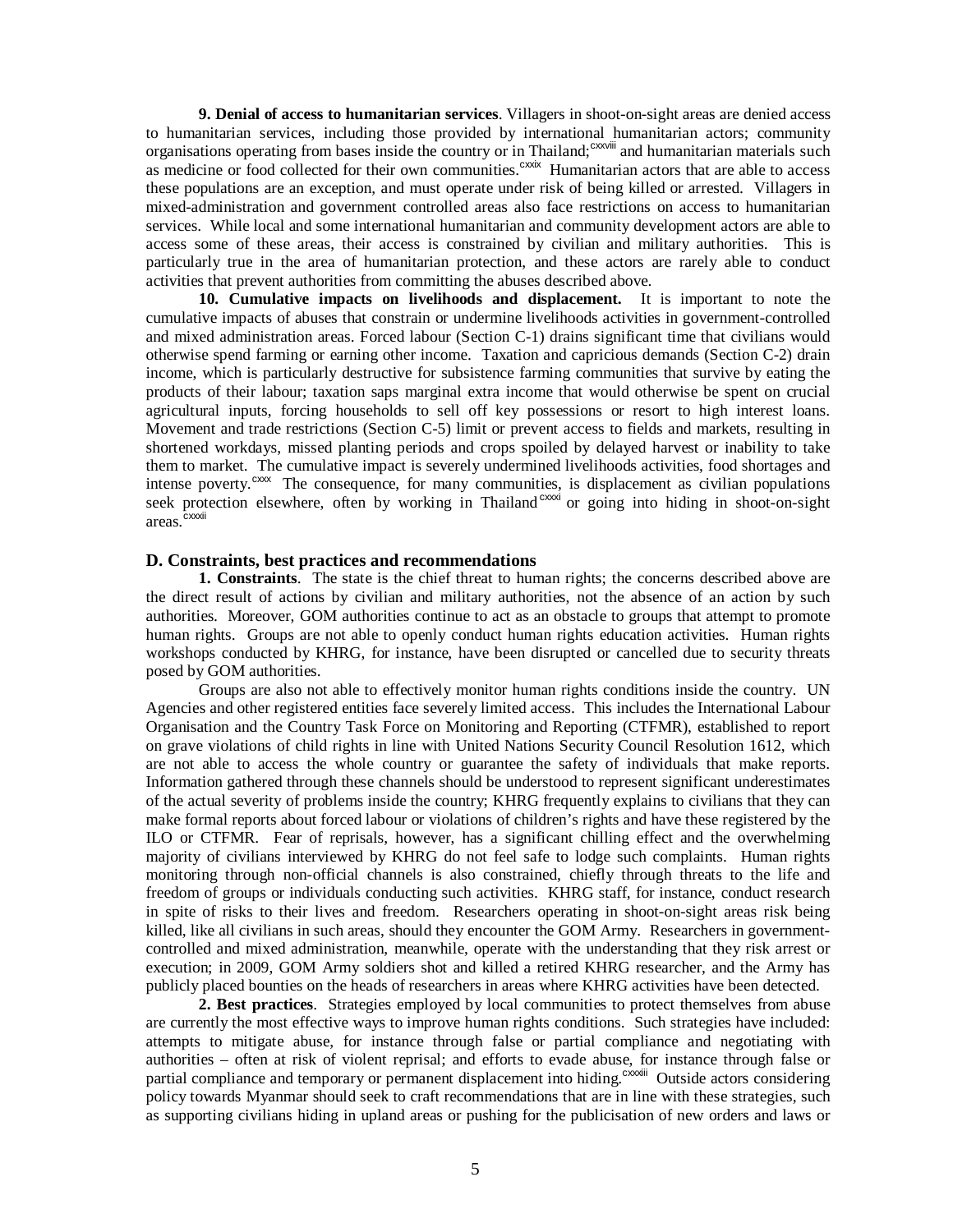**9. Denial of access to humanitarian services**. Villagers in shoot-on-sight areas are denied access to humanitarian services, including those provided by international humanitarian actors; community organisations operating from bases inside the country or in Thailand;[cxxviii] and humanitarian materials such as medicine or food collected for their own communities.[cxxix] Humanitarian actors that are able to access these populations are an exception, and must operate under risk of being killed or arrested. Villagers in mixed-administration and government controlled areas also face restrictions on access to humanitarian services. While local and some international humanitarian and community development actors are able to access some of these areas, their access is constrained by civilian and military authorities. This is particularly true in the area of humanitarian protection, and these actors are rarely able to conduct activities that prevent authorities from committing the abuses described above.

**10. Cumulative impacts on livelihoods and displacement.** It is important to note the cumulative impacts of abuses that constrain or undermine livelihoods activities in government-controlled and mixed administration areas. Forced labour (Section C-1) drains significant time that civilians would otherwise spend farming or earning other income. Taxation and capricious demands (Section C-2) drain income, which is particularly destructive for subsistence farming communities that survive by eating the products of their labour; taxation saps marginal extra income that would otherwise be spent on crucial agricultural inputs, forcing households to sell off key possessions or resort to high interest loans. Movement and trade restrictions (Section C-5) limit or prevent access to fields and markets, resulting in shortened workdays, missed planting periods and crops spoiled by delayed harvest or inability to take them to market. The cumulative impact is severely undermined livelihoods activities, food shortages and intense poverty.[cxxx] The consequence, for many communities, is displacement as civilian populations seek protection elsewhere, often by working in Thailand[cxxxi] or going into hiding in shoot-on-sight areas.[cxxxii]

## D. Constraints, best practices and recommendations

**1. Constraints**. The state is the chief threat to human rights; the concerns described above are the direct result of actions by civilian and military authorities, not the absence of an action by such authorities. Moreover, GOM authorities continue to act as an obstacle to groups that attempt to promote human rights. Groups are not able to openly conduct human rights education activities. Human rights workshops conducted by KHRG, for instance, have been disrupted or cancelled due to security threats posed by GOM authorities.

Groups are also not able to effectively monitor human rights conditions inside the country. UN Agencies and other registered entities face severely limited access. This includes the International Labour Organisation and the Country Task Force on Monitoring and Reporting (CTFMR), established to report on grave violations of child rights in line with United Nations Security Council Resolution 1612, which are not able to access the whole country or guarantee the safety of individuals that make reports. Information gathered through these channels should be understood to represent significant underestimates of the actual severity of problems inside the country; KHRG frequently explains to civilians that they can make formal reports about forced labour or violations of children's rights and have these registered by the ILO or CTFMR. Fear of reprisals, however, has a significant chilling effect and the overwhelming majority of civilians interviewed by KHRG do not feel safe to lodge such complaints. Human rights monitoring through non-official channels is also constrained, chiefly through threats to the life and freedom of groups or individuals conducting such activities. KHRG staff, for instance, conduct research in spite of risks to their lives and freedom. Researchers operating in shoot-on-sight areas risk being killed, like all civilians in such areas, should they encounter the GOM Army. Researchers in government-controlled and mixed administration, meanwhile, operate with the understanding that they risk arrest or execution; in 2009, GOM Army soldiers shot and killed a retired KHRG researcher, and the Army has publicly placed bounties on the heads of researchers in areas where KHRG activities have been detected.

**2. Best practices**. Strategies employed by local communities to protect themselves from abuse are currently the most effective ways to improve human rights conditions. Such strategies have included: attempts to mitigate abuse, for instance through false or partial compliance and negotiating with authorities – often at risk of violent reprisal; and efforts to evade abuse, for instance through false or partial compliance and temporary or permanent displacement into hiding.[cxxxiii] Outside actors considering policy towards Myanmar should seek to craft recommendations that are in line with these strategies, such as supporting civilians hiding in upland areas or pushing for the publicisation of new orders and laws or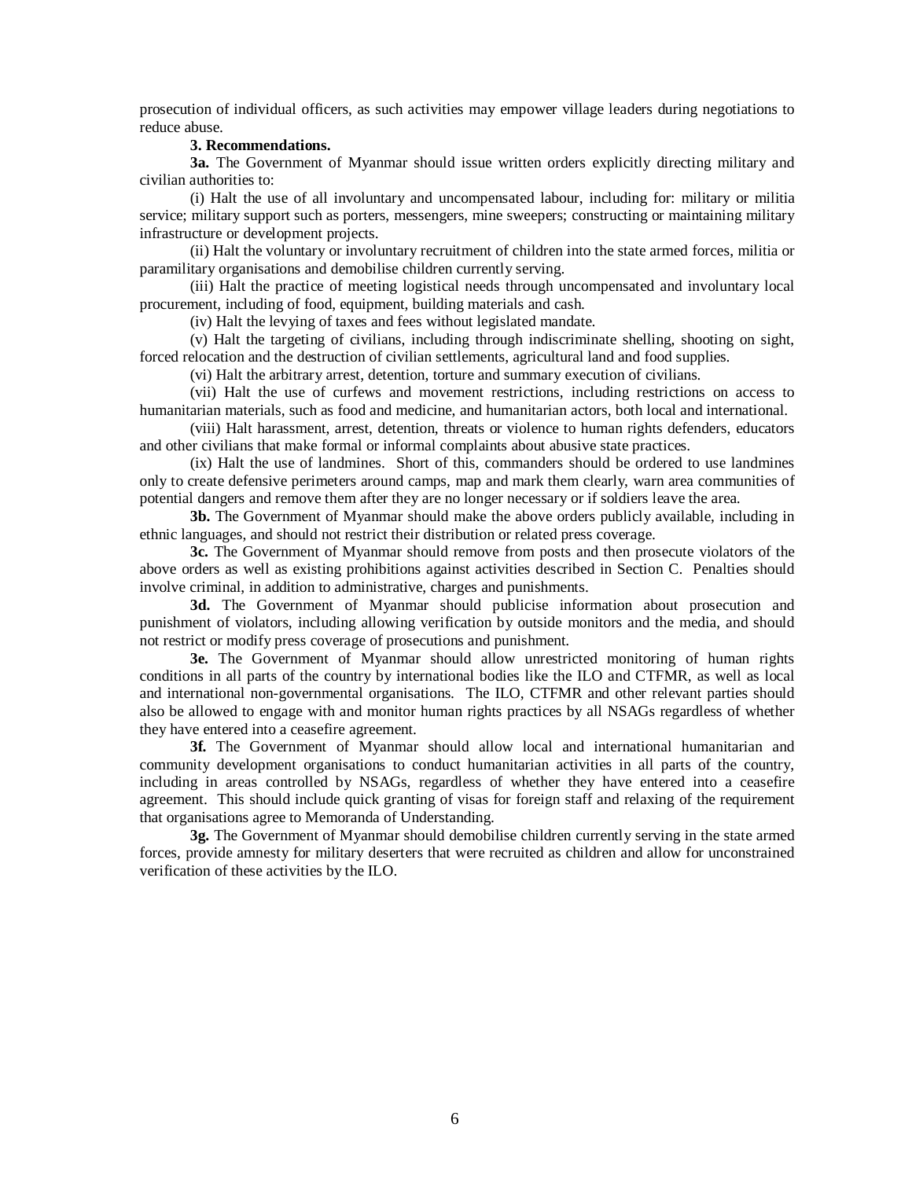prosecution of individual officers, as such activities may empower village leaders during negotiations to reduce abuse.

**3. Recommendations.**

**3a.** The Government of Myanmar should issue written orders explicitly directing military and civilian authorities to:

(i) Halt the use of all involuntary and uncompensated labour, including for: military or militia service; military support such as porters, messengers, mine sweepers; constructing or maintaining military infrastructure or development projects.

(ii) Halt the voluntary or involuntary recruitment of children into the state armed forces, militia or paramilitary organisations and demobilise children currently serving.

(iii) Halt the practice of meeting logistical needs through uncompensated and involuntary local procurement, including of food, equipment, building materials and cash.

(iv) Halt the levying of taxes and fees without legislated mandate.

(v) Halt the targeting of civilians, including through indiscriminate shelling, shooting on sight, forced relocation and the destruction of civilian settlements, agricultural land and food supplies.

(vi) Halt the arbitrary arrest, detention, torture and summary execution of civilians.

(vii) Halt the use of curfews and movement restrictions, including restrictions on access to humanitarian materials, such as food and medicine, and humanitarian actors, both local and international.

(viii) Halt harassment, arrest, detention, threats or violence to human rights defenders, educators and other civilians that make formal or informal complaints about abusive state practices.

(ix) Halt the use of landmines. Short of this, commanders should be ordered to use landmines only to create defensive perimeters around camps, map and mark them clearly, warn area communities of potential dangers and remove them after they are no longer necessary or if soldiers leave the area.

**3b.** The Government of Myanmar should make the above orders publicly available, including in ethnic languages, and should not restrict their distribution or related press coverage.

**3c.** The Government of Myanmar should remove from posts and then prosecute violators of the above orders as well as existing prohibitions against activities described in Section C. Penalties should involve criminal, in addition to administrative, charges and punishments.

**3d.** The Government of Myanmar should publicise information about prosecution and punishment of violators, including allowing verification by outside monitors and the media, and should not restrict or modify press coverage of prosecutions and punishment.

**3e.** The Government of Myanmar should allow unrestricted monitoring of human rights conditions in all parts of the country by international bodies like the ILO and CTFMR, as well as local and international non-governmental organisations. The ILO, CTFMR and other relevant parties should also be allowed to engage with and monitor human rights practices by all NSAGs regardless of whether they have entered into a ceasefire agreement.

**3f.** The Government of Myanmar should allow local and international humanitarian and community development organisations to conduct humanitarian activities in all parts of the country, including in areas controlled by NSAGs, regardless of whether they have entered into a ceasefire agreement. This should include quick granting of visas for foreign staff and relaxing of the requirement that organisations agree to Memoranda of Understanding.

**3g.** The Government of Myanmar should demobilise children currently serving in the state armed forces, provide amnesty for military deserters that were recruited as children and allow for unconstrained verification of these activities by the ILO.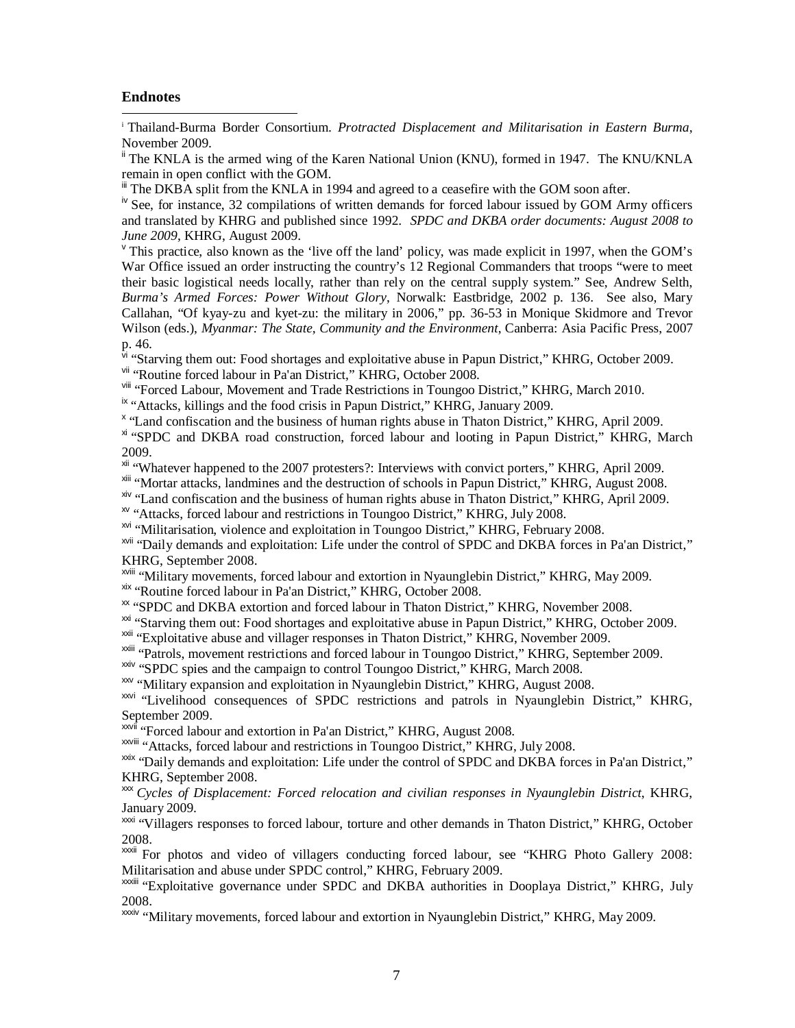## Endnotes

[i] Thailand-Burma Border Consortium. *Protracted Displacement and Militarisation in Eastern Burma*, November 2009.

[ii] The KNLA is the armed wing of the Karen National Union (KNU), formed in 1947. The KNU/KNLA remain in open conflict with the GOM.

[iii] The DKBA split from the KNLA in 1994 and agreed to a ceasefire with the GOM soon after.

[iv] See, for instance, 32 compilations of written demands for forced labour issued by GOM Army officers and translated by KHRG and published since 1992. *SPDC and DKBA order documents: August 2008 to June 2009*, KHRG, August 2009.

[v] This practice, also known as the 'live off the land' policy, was made explicit in 1997, when the GOM's War Office issued an order instructing the country's 12 Regional Commanders that troops "were to meet their basic logistical needs locally, rather than rely on the central supply system." See, Andrew Selth, *Burma's Armed Forces: Power Without Glory*, Norwalk: Eastbridge, 2002 p. 136. See also, Mary Callahan, "Of kyay-zu and kyet-zu: the military in 2006," pp. 36-53 in Monique Skidmore and Trevor Wilson (eds.), *Myanmar: The State, Community and the Environment*, Canberra: Asia Pacific Press, 2007 p. 46.

[vi] "Starving them out: Food shortages and exploitative abuse in Papun District," KHRG, October 2009.

[vii] "Routine forced labour in Pa'an District," KHRG, October 2008.

[viii] "Forced Labour, Movement and Trade Restrictions in Toungoo District," KHRG, March 2010.

[ix] "Attacks, killings and the food crisis in Papun District," KHRG, January 2009.

[x] "Land confiscation and the business of human rights abuse in Thaton District," KHRG, April 2009.

[xi] "SPDC and DKBA road construction, forced labour and looting in Papun District," KHRG, March 2009.

[xii] "Whatever happened to the 2007 protesters?: Interviews with convict porters," KHRG, April 2009.

[xiii] "Mortar attacks, landmines and the destruction of schools in Papun District," KHRG, August 2008.

[xiv] "Land confiscation and the business of human rights abuse in Thaton District," KHRG, April 2009.

[xv] "Attacks, forced labour and restrictions in Toungoo District," KHRG, July 2008.

[xvi] "Militarisation, violence and exploitation in Toungoo District," KHRG, February 2008.

[xvii] "Daily demands and exploitation: Life under the control of SPDC and DKBA forces in Pa'an District," KHRG, September 2008.

[xviii] "Military movements, forced labour and extortion in Nyaunglebin District," KHRG, May 2009.

[xix] "Routine forced labour in Pa'an District," KHRG, October 2008.

[xx] "SPDC and DKBA extortion and forced labour in Thaton District," KHRG, November 2008.

[xxi] "Starving them out: Food shortages and exploitative abuse in Papun District," KHRG, October 2009.

[xxii] "Exploitative abuse and villager responses in Thaton District," KHRG, November 2009.

[xxiii] "Patrols, movement restrictions and forced labour in Toungoo District," KHRG, September 2009.

[xxiv] "SPDC spies and the campaign to control Toungoo District," KHRG, March 2008.

[xxv] "Military expansion and exploitation in Nyaunglebin District," KHRG, August 2008.

[xxvi] "Livelihood consequences of SPDC restrictions and patrols in Nyaunglebin District," KHRG, September 2009.

[xxvii] "Forced labour and extortion in Pa'an District," KHRG, August 2008.

[xxviii] "Attacks, forced labour and restrictions in Toungoo District," KHRG, July 2008.

[xxix] "Daily demands and exploitation: Life under the control of SPDC and DKBA forces in Pa'an District," KHRG, September 2008.

[xxx] *Cycles of Displacement: Forced relocation and civilian responses in Nyaunglebin District*, KHRG, January 2009.

[xxxi] "Villagers responses to forced labour, torture and other demands in Thaton District," KHRG, October 2008.

[xxxii] For photos and video of villagers conducting forced labour, see "KHRG Photo Gallery 2008: Militarisation and abuse under SPDC control," KHRG, February 2009.

[xxxiii] "Exploitative governance under SPDC and DKBA authorities in Dooplaya District," KHRG, July 2008.

[xxxiv] "Military movements, forced labour and extortion in Nyaunglebin District," KHRG, May 2009.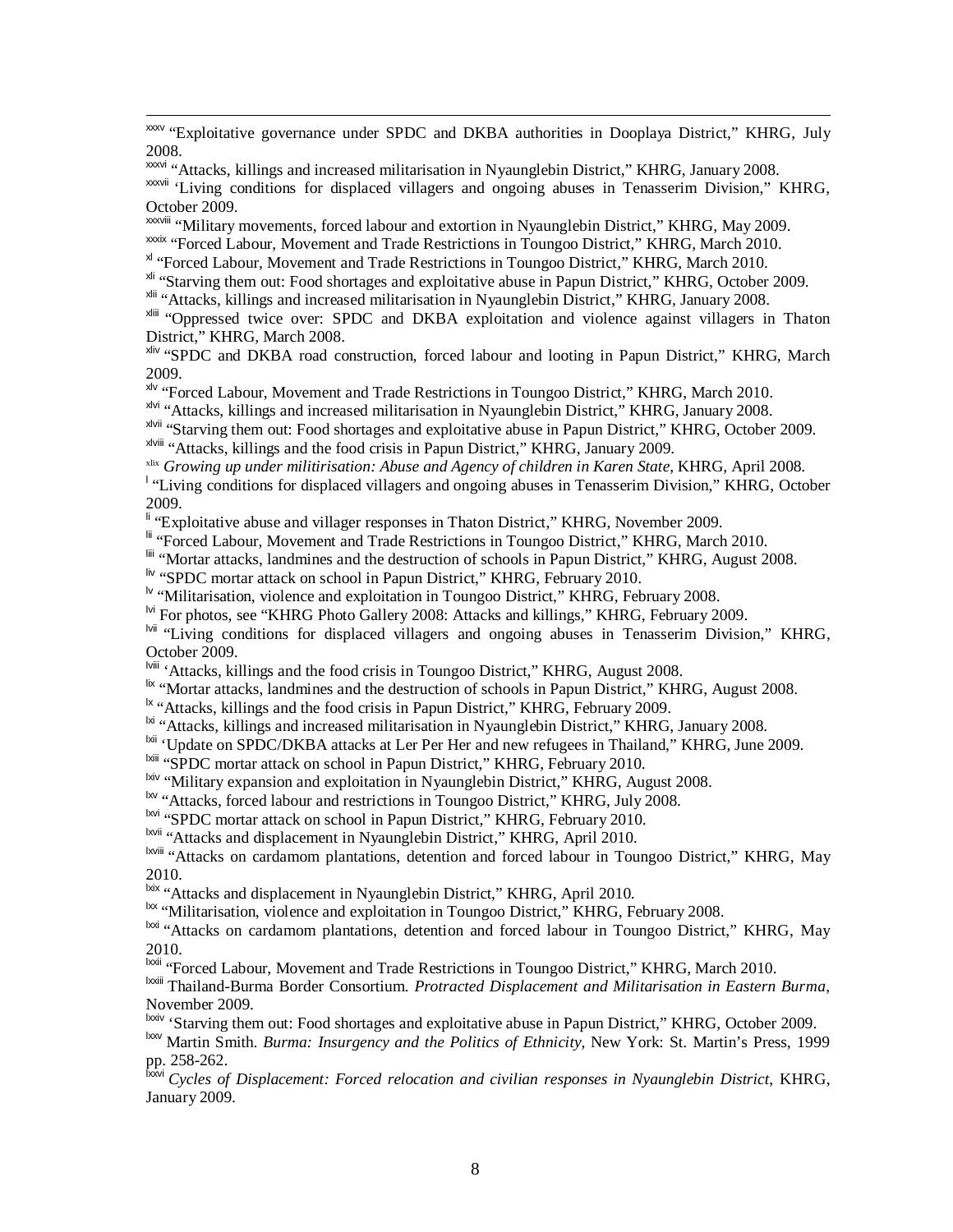[xxxv] "Exploitative governance under SPDC and DKBA authorities in Dooplaya District," KHRG, July 2008.

[xxxvi] "Attacks, killings and increased militarisation in Nyaunglebin District," KHRG, January 2008.

[xxxvii] 'Living conditions for displaced villagers and ongoing abuses in Tenasserim Division," KHRG, October 2009.

[xxxviii] "Military movements, forced labour and extortion in Nyaunglebin District," KHRG, May 2009.

[xxxix] "Forced Labour, Movement and Trade Restrictions in Toungoo District," KHRG, March 2010.

[xl] "Forced Labour, Movement and Trade Restrictions in Toungoo District," KHRG, March 2010.

[xli] "Starving them out: Food shortages and exploitative abuse in Papun District," KHRG, October 2009.

[xlii] "Attacks, killings and increased militarisation in Nyaunglebin District," KHRG, January 2008.

[xliii] "Oppressed twice over: SPDC and DKBA exploitation and violence against villagers in Thaton District," KHRG, March 2008.

[xliv] "SPDC and DKBA road construction, forced labour and looting in Papun District," KHRG, March 2009.

[xlv] "Forced Labour, Movement and Trade Restrictions in Toungoo District," KHRG, March 2010.

[xlvi] "Attacks, killings and increased militarisation in Nyaunglebin District," KHRG, January 2008.

[xlvii] "Starving them out: Food shortages and exploitative abuse in Papun District," KHRG, October 2009.

[xlviii] "Attacks, killings and the food crisis in Papun District," KHRG, January 2009.

[xlix] *Growing up under militirisation: Abuse and Agency of children in Karen State*, KHRG, April 2008.

[l] "Living conditions for displaced villagers and ongoing abuses in Tenasserim Division," KHRG, October 2009.

[li] "Exploitative abuse and villager responses in Thaton District," KHRG, November 2009.

[lii] "Forced Labour, Movement and Trade Restrictions in Toungoo District," KHRG, March 2010.

[liii] "Mortar attacks, landmines and the destruction of schools in Papun District," KHRG, August 2008.

[liv] "SPDC mortar attack on school in Papun District," KHRG, February 2010.

[lv] "Militarisation, violence and exploitation in Toungoo District," KHRG, February 2008.

[lvi] For photos, see "KHRG Photo Gallery 2008: Attacks and killings," KHRG, February 2009.

[lvii] "Living conditions for displaced villagers and ongoing abuses in Tenasserim Division," KHRG, October 2009.

[lviii] 'Attacks, killings and the food crisis in Toungoo District," KHRG, August 2008.

[lix] "Mortar attacks, landmines and the destruction of schools in Papun District," KHRG, August 2008.

[lx] "Attacks, killings and the food crisis in Papun District," KHRG, February 2009.

[lxi] "Attacks, killings and increased militarisation in Nyaunglebin District," KHRG, January 2008.

[lxii] 'Update on SPDC/DKBA attacks at Ler Per Her and new refugees in Thailand," KHRG, June 2009.

[lxiii] "SPDC mortar attack on school in Papun District," KHRG, February 2010.

[lxiv] "Military expansion and exploitation in Nyaunglebin District," KHRG, August 2008.

[lxv] "Attacks, forced labour and restrictions in Toungoo District," KHRG, July 2008.

[lxvi] "SPDC mortar attack on school in Papun District," KHRG, February 2010.

[lxvii] "Attacks and displacement in Nyaunglebin District," KHRG, April 2010.

[lxviii] "Attacks on cardamom plantations, detention and forced labour in Toungoo District," KHRG, May 2010.

[lxix] "Attacks and displacement in Nyaunglebin District," KHRG, April 2010.

[lxx] "Militarisation, violence and exploitation in Toungoo District," KHRG, February 2008.

[lxxi] "Attacks on cardamom plantations, detention and forced labour in Toungoo District," KHRG, May 2010.

[lxxii] "Forced Labour, Movement and Trade Restrictions in Toungoo District," KHRG, March 2010.

[lxxiii] Thailand-Burma Border Consortium. *Protracted Displacement and Militarisation in Eastern Burma*, November 2009.

[lxxiv] 'Starving them out: Food shortages and exploitative abuse in Papun District," KHRG, October 2009.

[lxxv] Martin Smith. *Burma: Insurgency and the Politics of Ethnicity*, New York: St. Martin's Press, 1999 pp. 258-262.

[lxxvi] *Cycles of Displacement: Forced relocation and civilian responses in Nyaunglebin District*, KHRG, January 2009.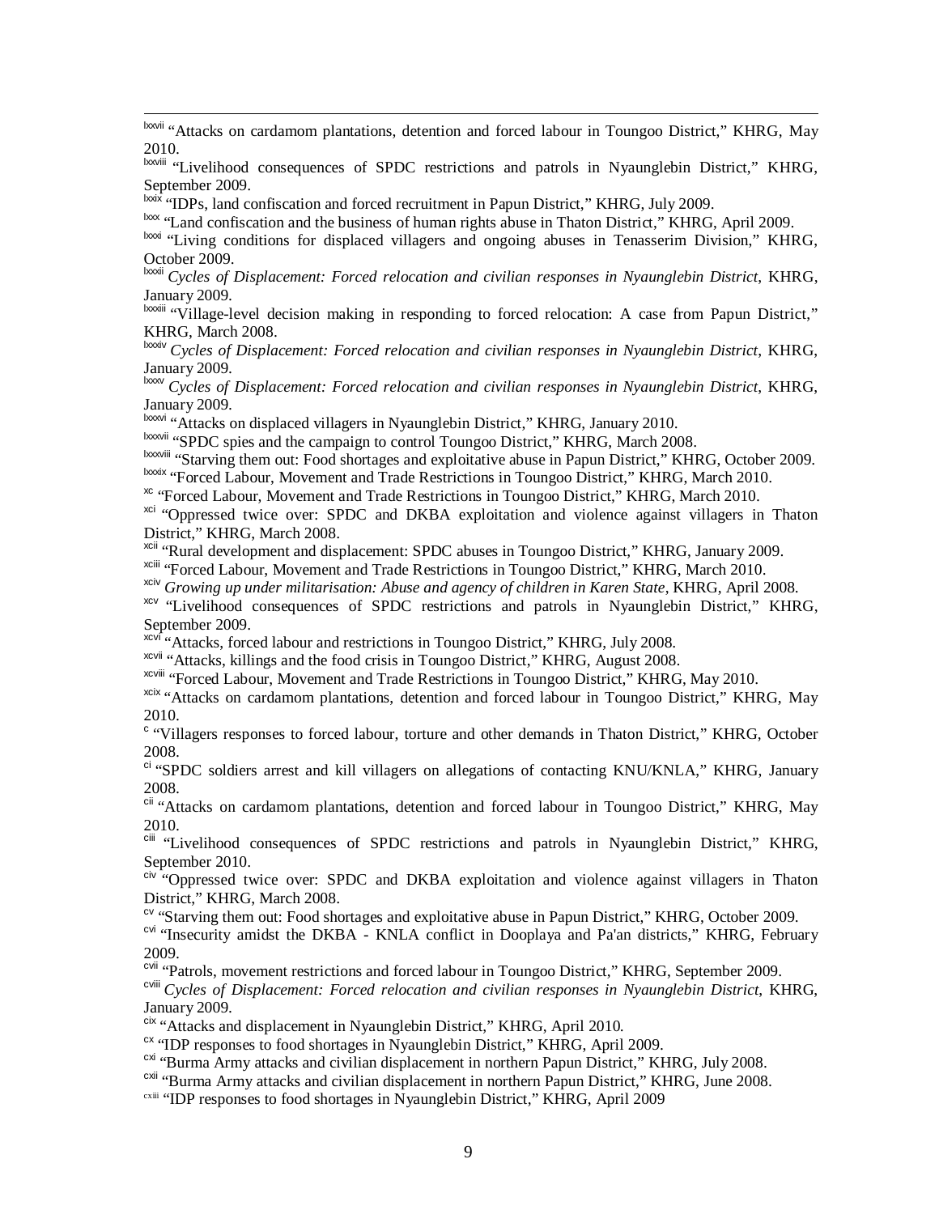[lxxvii] "Attacks on cardamom plantations, detention and forced labour in Toungoo District," KHRG, May 2010.

[lxxviii] "Livelihood consequences of SPDC restrictions and patrols in Nyaunglebin District," KHRG, September 2009.

[lxxix] "IDPs, land confiscation and forced recruitment in Papun District," KHRG, July 2009.

[lxxx] "Land confiscation and the business of human rights abuse in Thaton District," KHRG, April 2009.

[lxxxi] "Living conditions for displaced villagers and ongoing abuses in Tenasserim Division," KHRG, October 2009.

[lxxxii] *Cycles of Displacement: Forced relocation and civilian responses in Nyaunglebin District*, KHRG, January 2009.

[lxxxiii] "Village-level decision making in responding to forced relocation: A case from Papun District," KHRG, March 2008.

[lxxxiv] *Cycles of Displacement: Forced relocation and civilian responses in Nyaunglebin District*, KHRG, January 2009.

[lxxxv] *Cycles of Displacement: Forced relocation and civilian responses in Nyaunglebin District*, KHRG, January 2009.

[lxxxvi] "Attacks on displaced villagers in Nyaunglebin District," KHRG, January 2010.

[lxxxvii] "SPDC spies and the campaign to control Toungoo District," KHRG, March 2008.

[lxxxviii] "Starving them out: Food shortages and exploitative abuse in Papun District," KHRG, October 2009.

[lxxxix] "Forced Labour, Movement and Trade Restrictions in Toungoo District," KHRG, March 2010.

[xc] "Forced Labour, Movement and Trade Restrictions in Toungoo District," KHRG, March 2010.

[xci] "Oppressed twice over: SPDC and DKBA exploitation and violence against villagers in Thaton District," KHRG, March 2008.

[xcii] "Rural development and displacement: SPDC abuses in Toungoo District," KHRG, January 2009.

[xciii] "Forced Labour, Movement and Trade Restrictions in Toungoo District," KHRG, March 2010.

[xciv] *Growing up under militarisation: Abuse and agency of children in Karen State*, KHRG, April 2008.

[xcv] "Livelihood consequences of SPDC restrictions and patrols in Nyaunglebin District," KHRG, September 2009.

[xcvi] "Attacks, forced labour and restrictions in Toungoo District," KHRG, July 2008.

[xcvii] "Attacks, killings and the food crisis in Toungoo District," KHRG, August 2008.

[xcviii] "Forced Labour, Movement and Trade Restrictions in Toungoo District," KHRG, May 2010.

[xcix] "Attacks on cardamom plantations, detention and forced labour in Toungoo District," KHRG, May 2010.

[c] "Villagers responses to forced labour, torture and other demands in Thaton District," KHRG, October 2008.

[ci] "SPDC soldiers arrest and kill villagers on allegations of contacting KNU/KNLA," KHRG, January 2008.

[cii] "Attacks on cardamom plantations, detention and forced labour in Toungoo District," KHRG, May 2010.

[ciii] "Livelihood consequences of SPDC restrictions and patrols in Nyaunglebin District," KHRG, September 2010.

[civ] "Oppressed twice over: SPDC and DKBA exploitation and violence against villagers in Thaton District," KHRG, March 2008.

[cv] "Starving them out: Food shortages and exploitative abuse in Papun District," KHRG, October 2009.

[cvi] "Insecurity amidst the DKBA - KNLA conflict in Dooplaya and Pa'an districts," KHRG, February 2009.

[cvii] "Patrols, movement restrictions and forced labour in Toungoo District," KHRG, September 2009.

[cviii] *Cycles of Displacement: Forced relocation and civilian responses in Nyaunglebin District*, KHRG, January 2009.

[cix] "Attacks and displacement in Nyaunglebin District," KHRG, April 2010.

[cx] "IDP responses to food shortages in Nyaunglebin District," KHRG, April 2009.

[cxi] "Burma Army attacks and civilian displacement in northern Papun District," KHRG, July 2008.

[cxii] "Burma Army attacks and civilian displacement in northern Papun District," KHRG, June 2008.

[cxiii] "IDP responses to food shortages in Nyaunglebin District," KHRG, April 2009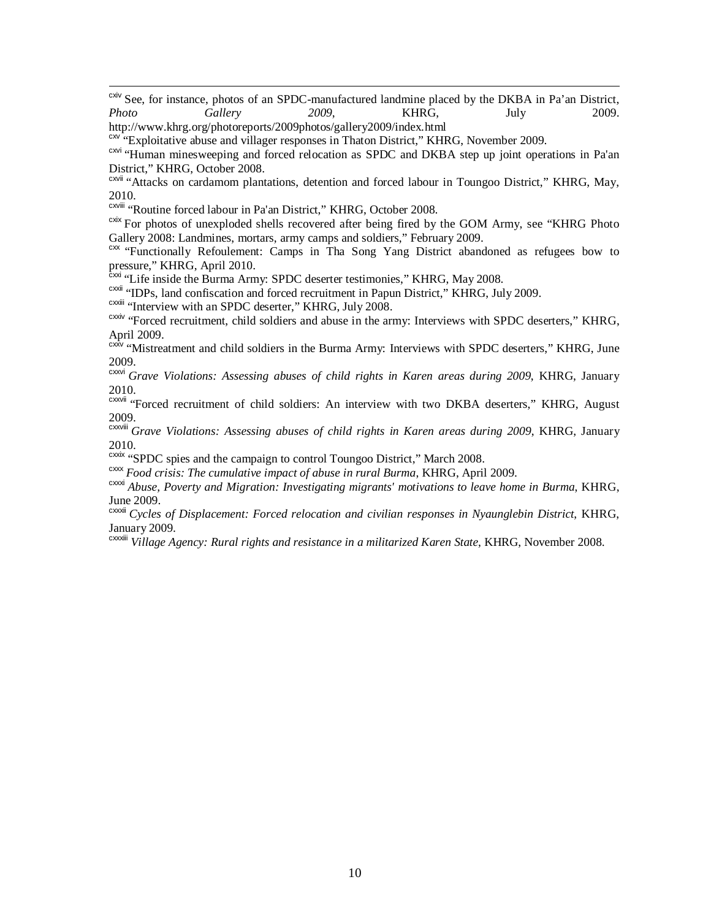[cxiv] See, for instance, photos of an SPDC-manufactured landmine placed by the DKBA in Pa'an District, *Photo Gallery 2009*, KHRG, July 2009. http://www.khrg.org/photoreports/2009photos/gallery2009/index.html

[cxv] "Exploitative abuse and villager responses in Thaton District," KHRG, November 2009.

[cxvi] "Human minesweeping and forced relocation as SPDC and DKBA step up joint operations in Pa'an District," KHRG, October 2008.

[cxvii] "Attacks on cardamom plantations, detention and forced labour in Toungoo District," KHRG, May, 2010.

[cxviii] "Routine forced labour in Pa'an District," KHRG, October 2008.

[cxix] For photos of unexploded shells recovered after being fired by the GOM Army, see "KHRG Photo Gallery 2008: Landmines, mortars, army camps and soldiers," February 2009.

[cxx] "Functionally Refoulement: Camps in Tha Song Yang District abandoned as refugees bow to pressure," KHRG, April 2010.

[cxxi] "Life inside the Burma Army: SPDC deserter testimonies," KHRG, May 2008.

[cxxii] "IDPs, land confiscation and forced recruitment in Papun District," KHRG, July 2009.

[cxxiii] "Interview with an SPDC deserter," KHRG, July 2008.

[cxxiv] "Forced recruitment, child soldiers and abuse in the army: Interviews with SPDC deserters," KHRG, April 2009.

[cxxv] "Mistreatment and child soldiers in the Burma Army: Interviews with SPDC deserters," KHRG, June 2009.

[cxxvi] *Grave Violations: Assessing abuses of child rights in Karen areas during 2009*, KHRG, January 2010.

[cxxvii] "Forced recruitment of child soldiers: An interview with two DKBA deserters," KHRG, August 2009.

[cxxviii] *Grave Violations: Assessing abuses of child rights in Karen areas during 2009*, KHRG, January 2010.

[cxxix] "SPDC spies and the campaign to control Toungoo District," March 2008.

[cxxx] *Food crisis: The cumulative impact of abuse in rural Burma*, KHRG, April 2009.

[cxxxi] *Abuse, Poverty and Migration: Investigating migrants' motivations to leave home in Burma*, KHRG, June 2009.

[cxxxii] *Cycles of Displacement: Forced relocation and civilian responses in Nyaunglebin District*, KHRG, January 2009.

[cxxxiii] *Village Agency: Rural rights and resistance in a militarized Karen State*, KHRG, November 2008.